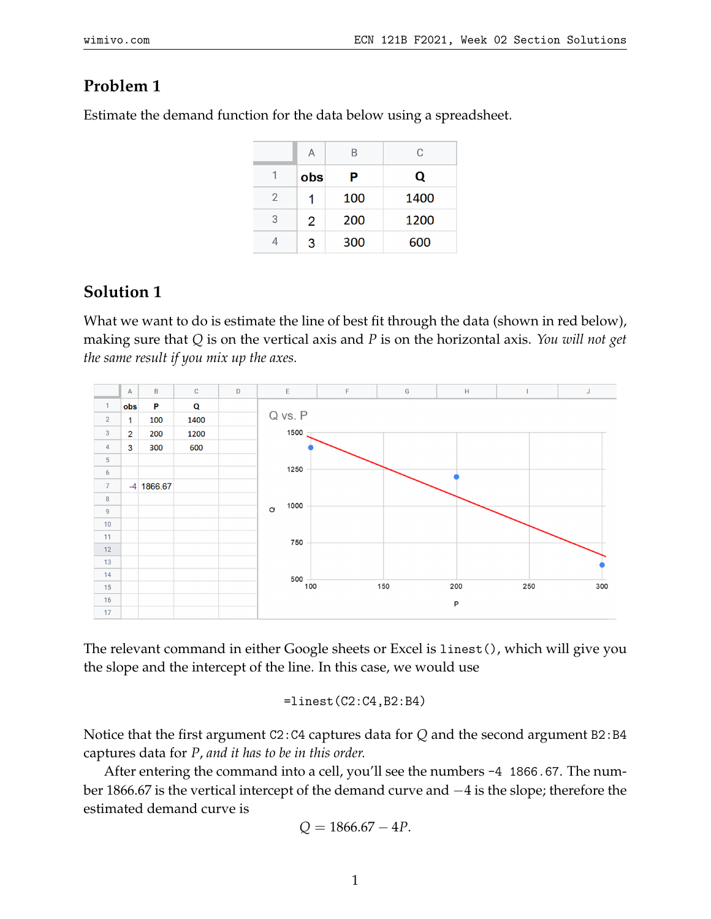## Problem 1

Estimate the demand function for the data below using a spreadsheet.

|   | A | B | C |
|---|---|---|---|
| 1 | **obs** | **P** | **Q** |
| 2 | 1 | 100 | 1400 |
| 3 | 2 | 200 | 1200 |
| 4 | 3 | 300 | 600 |

## Solution 1

What we want to do is estimate the line of best fit through the data (shown in red below), making sure that $Q$ is on the vertical axis and $P$ is on the horizontal axis. *You will not get the same result if you mix up the axes.*

The relevant command in either Google sheets or Excel is `linest()`, which will give you the slope and the intercept of the line. In this case, we would use

```
=linest(C2:C4,B2:B4)
```

Notice that the first argument `C2:C4` captures data for $Q$ and the second argument `B2:B4` captures data for $P$, *and it has to be in this order.*

After entering the command into a cell, you'll see the numbers `-4 1866.67`. The number 1866.67 is the vertical intercept of the demand curve and $-4$ is the slope; therefore the estimated demand curve is

$$Q = 1866.67 - 4P.$$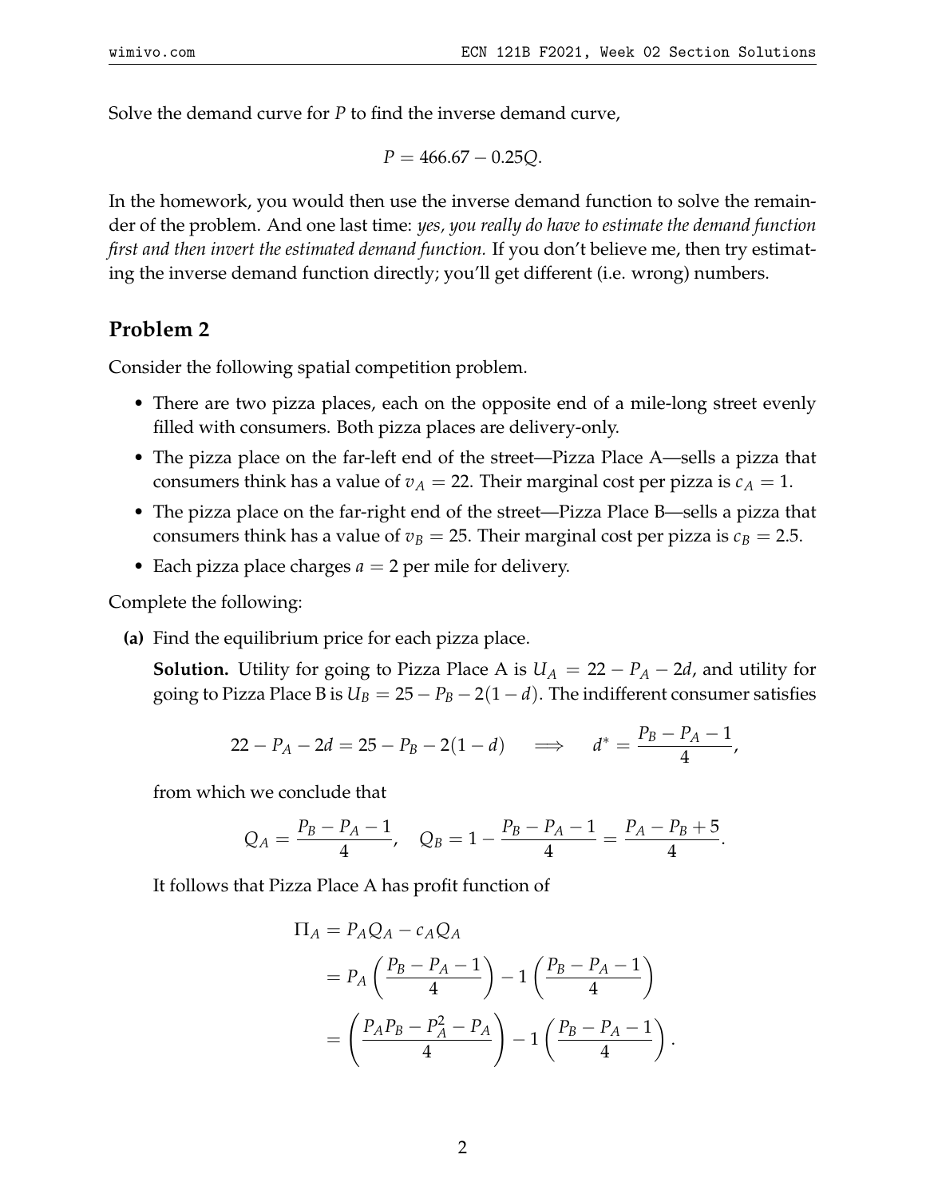Solve the demand curve for $P$ to find the inverse demand curve,

$$P = 466.67 - 0.25Q.$$

In the homework, you would then use the inverse demand function to solve the remainder of the problem. And one last time: *yes, you really do have to estimate the demand function first and then invert the estimated demand function.* If you don't believe me, then try estimating the inverse demand function directly; you'll get different (i.e. wrong) numbers.

## Problem 2

Consider the following spatial competition problem.

- There are two pizza places, each on the opposite end of a mile-long street evenly filled with consumers. Both pizza places are delivery-only.
- The pizza place on the far-left end of the street—Pizza Place A—sells a pizza that consumers think has a value of $v_A = 22$. Their marginal cost per pizza is $c_A = 1$.
- The pizza place on the far-right end of the street—Pizza Place B—sells a pizza that consumers think has a value of $v_B = 25$. Their marginal cost per pizza is $c_B = 2.5$.
- Each pizza place charges $a = 2$ per mile for delivery.

Complete the following:

**(a)** Find the equilibrium price for each pizza place.

**Solution.** Utility for going to Pizza Place A is $U_A = 22 - P_A - 2d$, and utility for going to Pizza Place B is $U_B = 25 - P_B - 2(1 - d)$. The indifferent consumer satisfies

$$22 - P_A - 2d = 25 - P_B - 2(1 - d) \quad \Longrightarrow \quad d^* = \frac{P_B - P_A - 1}{4},$$

from which we conclude that

$$Q_A = \frac{P_B - P_A - 1}{4}, \quad Q_B = 1 - \frac{P_B - P_A - 1}{4} = \frac{P_A - P_B + 5}{4}.$$

It follows that Pizza Place A has profit function of

$$\begin{aligned}
\Pi_A &= P_A Q_A - c_A Q_A \\
&= P_A \left( \frac{P_B - P_A - 1}{4} \right) - 1 \left( \frac{P_B - P_A - 1}{4} \right) \\
&= \left( \frac{P_A P_B - P_A^2 - P_A}{4} \right) - 1 \left( \frac{P_B - P_A - 1}{4} \right).
\end{aligned}$$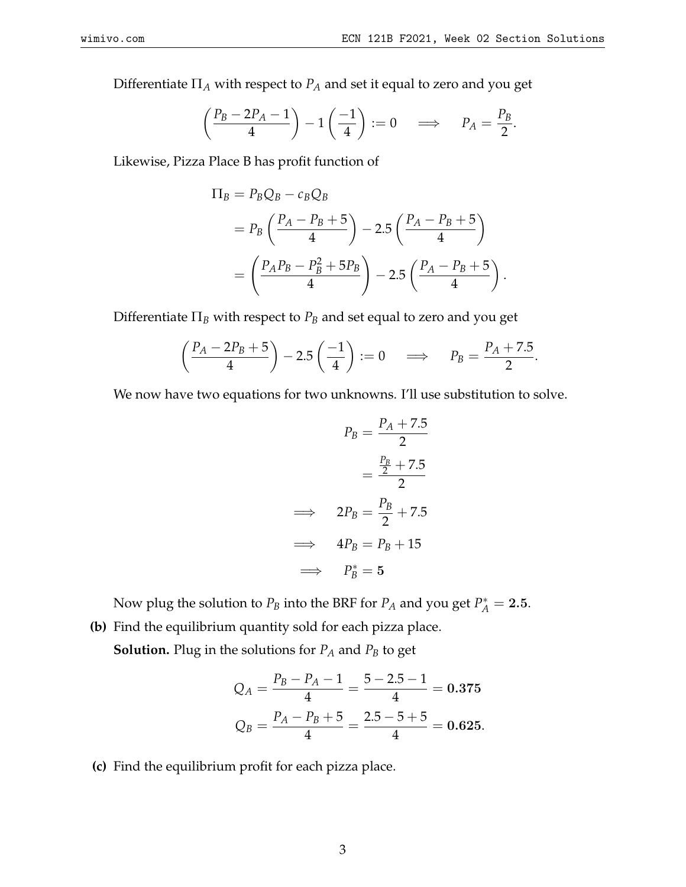Differentiate $\Pi_A$ with respect to $P_A$ and set it equal to zero and you get

$$\left(\frac{P_B - 2P_A - 1}{4}\right) - 1\left(\frac{-1}{4}\right) := 0 \quad \Longrightarrow \quad P_A = \frac{P_B}{2}.$$

Likewise, Pizza Place B has profit function of

$$\begin{aligned}
\Pi_B &= P_B Q_B - c_B Q_B \\
&= P_B\left(\frac{P_A - P_B + 5}{4}\right) - 2.5\left(\frac{P_A - P_B + 5}{4}\right) \\
&= \left(\frac{P_A P_B - P_B^2 + 5P_B}{4}\right) - 2.5\left(\frac{P_A - P_B + 5}{4}\right).
\end{aligned}$$

Differentiate $\Pi_B$ with respect to $P_B$ and set equal to zero and you get

$$\left(\frac{P_A - 2P_B + 5}{4}\right) - 2.5\left(\frac{-1}{4}\right) := 0 \quad \Longrightarrow \quad P_B = \frac{P_A + 7.5}{2}.$$

We now have two equations for two unknowns. I'll use substitution to solve.

$$\begin{aligned}
P_B &= \frac{P_A + 7.5}{2} \\
&= \frac{\frac{P_B}{2} + 7.5}{2} \\
\Longrightarrow \quad 2P_B &= \frac{P_B}{2} + 7.5 \\
\Longrightarrow \quad 4P_B &= P_B + 15 \\
\Longrightarrow \quad P_B^* &= \mathbf{5}
\end{aligned}$$

Now plug the solution to $P_B$ into the BRF for $P_A$ and you get $P_A^* = \mathbf{2.5}$.

**(b)** Find the equilibrium quantity sold for each pizza place.

**Solution.** Plug in the solutions for $P_A$ and $P_B$ to get

$$\begin{aligned}
Q_A &= \frac{P_B - P_A - 1}{4} = \frac{5 - 2.5 - 1}{4} = \mathbf{0.375} \\
Q_B &= \frac{P_A - P_B + 5}{4} = \frac{2.5 - 5 + 5}{4} = \mathbf{0.625}.
\end{aligned}$$

**(c)** Find the equilibrium profit for each pizza place.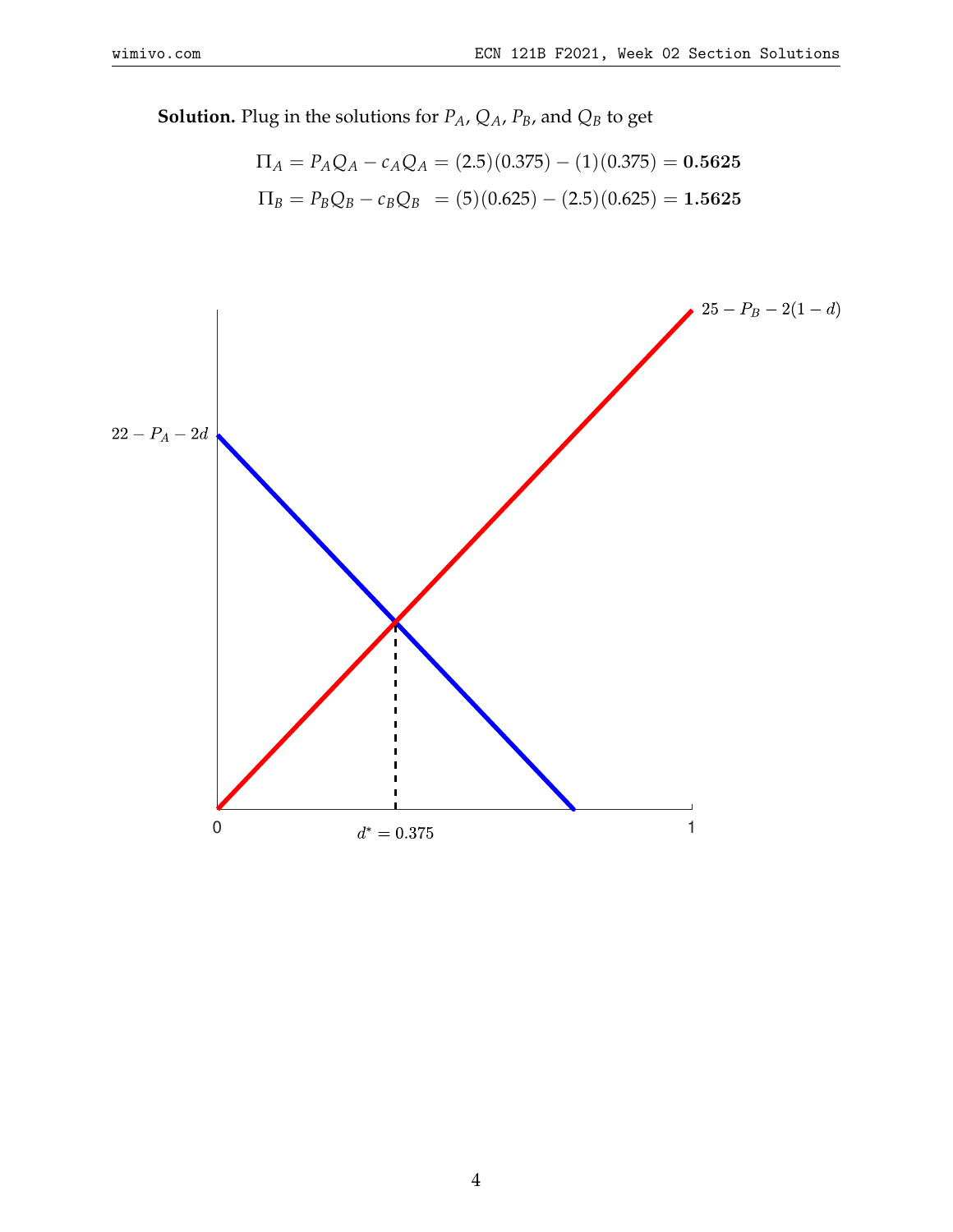**Solution.** Plug in the solutions for $P_A$, $Q_A$, $P_B$, and $Q_B$ to get

$$\Pi_A = P_A Q_A - c_A Q_A = (2.5)(0.375) - (1)(0.375) = \mathbf{0.5625}$$
$$\Pi_B = P_B Q_B - c_B Q_B = (5)(0.625) - (2.5)(0.625) = \mathbf{1.5625}$$

$25 - P_B - 2(1-d)$

$22 - P_A - 2d$

0

$d^* = 0.375$

1